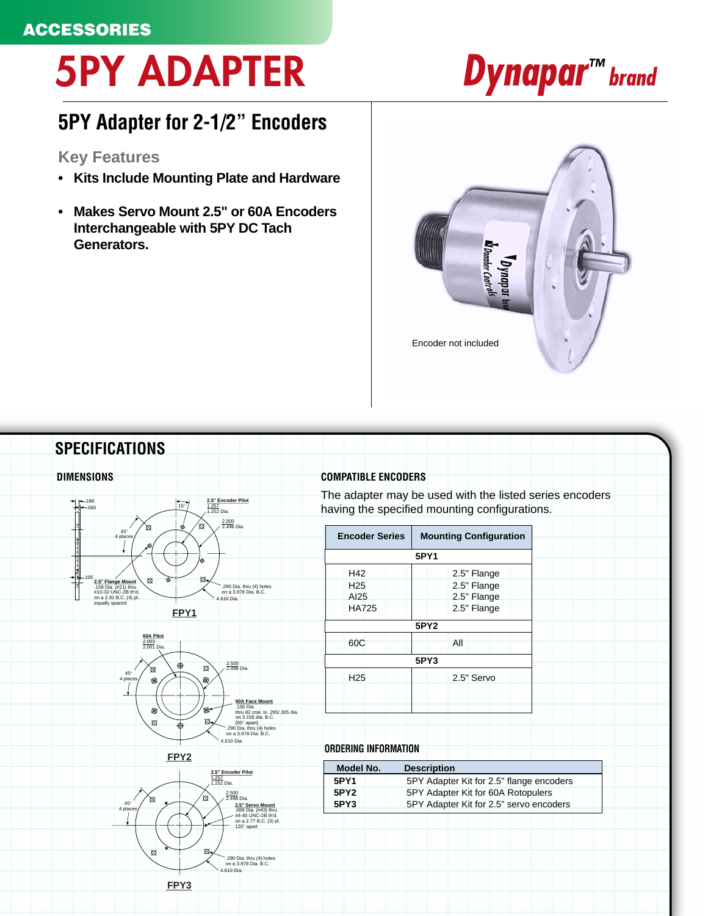ACCESSORIES

# 5PY ADAPTER

Dynapar™ brand

## 5PY Adapter for 2-1/2" Encoders

### Key Features

- **Kits Include Mounting Plate and Hardware**
- **Makes Servo Mount 2.5" or 60A Encoders Interchangeable with 5PY DC Tach Generators.**

Encoder not included

## SPECIFICATIONS

### DIMENSIONS

.188
.060
15°
2.5" Encoder Pilot
1.257
1.252 Dia.
2.500
2.498 Dia.
45°
4 places
.105
2.5" Flange Mount
.159 Dia. (#21) thru
#10-32 UNC-2B th'd.
on a 2.91 B.C. (4) pl.
equally spaced
.290 Dia. thru (4) holes
on a 3.978 Dia. B.C.
4.610 Dia.

**FPY1**

60A Pilot
2.003
2.001 Dia.
45°
4 places
2.500
2.498 Dia.
60A Face Mount
.136 Dia.
thru 82 ctsk. to .295/.305 dia.
on 3.156 dia. B.C.
(60° apart)
.290 Dia. thru (4) holes
on a 3.978 Dia. B.C.
4.610 Dia.

**FPY2**

2.5" Encoder Pilot
1.257
1.252 Dia.
45°
4 places
2.500
2.498 Dia.
2.5" Servo Mount
.089 Dia. (#43) thru
#4-40 UNC-2B th'd.
on a 2.77 B.C. (3) pl.
120° apart
.290 Dia. thru (4) holes
on a 3.978 Dia. B.C.
4.610 Dia.

**FPY3**

### COMPATIBLE ENCODERS

The adapter may be used with the listed series encoders having the specified mounting configurations.

| Encoder Series | Mounting Configuration |
|---|---|
| **5PY1** | |
| H42<br>H25<br>AI25<br>HA725 | 2.5" Flange<br>2.5" Flange<br>2.5" Flange<br>2.5" Flange |
| **5PY2** | |
| 60C | All |
| **5PY3** | |
| H25 | 2.5" Servo |

### ORDERING INFORMATION

| Model No. | Description |
|---|---|
| **5PY1** | 5PY Adapter Kit for 2.5" flange encoders |
| **5PY2** | 5PY Adapter Kit for 60A Rotopulers |
| **5PY3** | 5PY Adapter Kit for 2.5" servo encoders |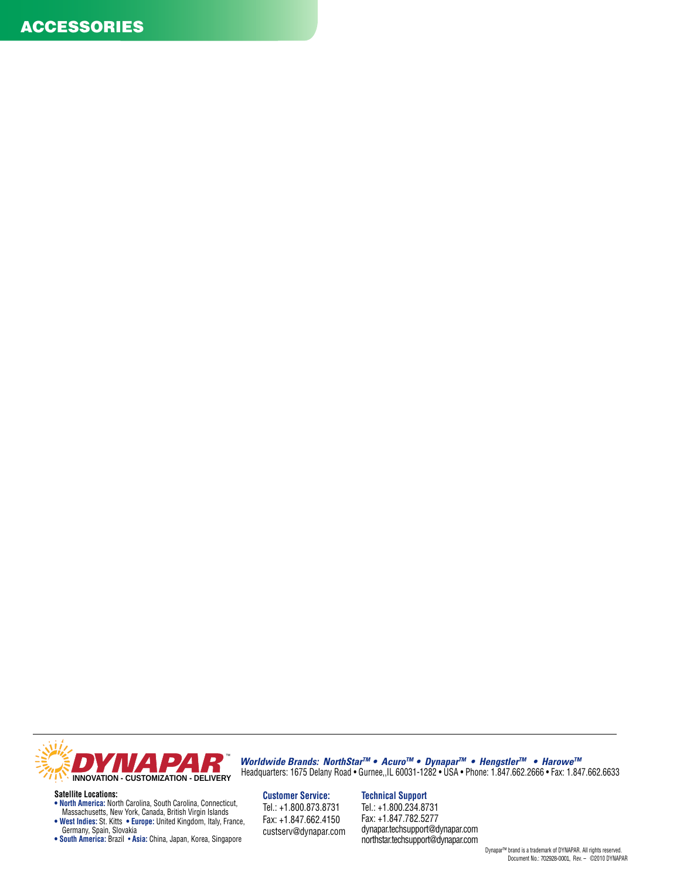# ACCESSORIES

DYNAPAR™
INNOVATION - CUSTOMIZATION - DELIVERY

***Worldwide Brands: NorthStar™ • Acuro™ • Dynapar™ • Hengstler™ • Harowe™***
Headquarters: 1675 Delany Road • Gurnee,,IL 60031-1282 • USA • Phone: 1.847.662.2666 • Fax: 1.847.662.6633

**Satellite Locations:**
- **North America:** North Carolina, South Carolina, Connecticut, Massachusetts, New York, Canada, British Virgin Islands
- **West Indies:** St. Kitts • **Europe:** United Kingdom, Italy, France, Germany, Spain, Slovakia
- **South America:** Brazil • **Asia:** China, Japan, Korea, Singapore

**Customer Service:**
Tel.: +1.800.873.8731
Fax: +1.847.662.4150
custserv@dynapar.com

**Technical Support**
Tel.: +1.800.234.8731
Fax: +1.847.782.5277
dynapar.techsupport@dynapar.com
northstar.techsupport@dynapar.com

Dynapar™ brand is a trademark of DYNAPAR. All rights reserved.
Document No.: 702928-0001, Rev. – ©2010 DYNAPAR